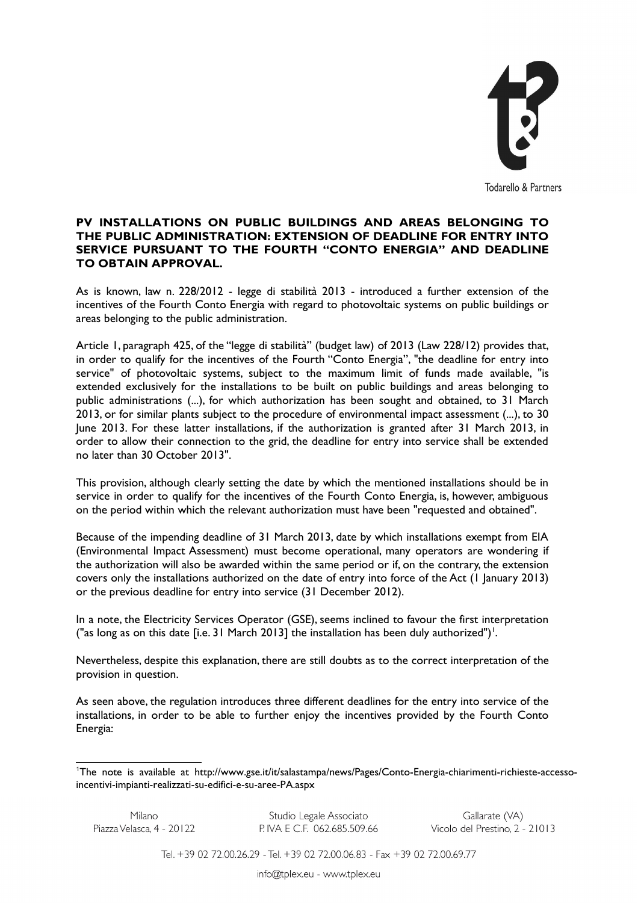**PV INSTALLATIONS ON PUBLIC BUILDINGS AND AREAS BELONGING TO THE PUBLIC ADMINISTRATION: EXTENSION OF DEADLINE FOR ENTRY INTO SERVICE PURSUANT TO THE FOURTH "CONTO ENERGIA" AND DEADLINE TO OBTAIN APPROVAL.**

As is known, law n. 228/2012 - legge di stabilità 2013 - introduced a further extension of the incentives of the Fourth Conto Energia with regard to photovoltaic systems on public buildings or areas belonging to the public administration.

Article 1, paragraph 425, of the "legge di stabilità" (budget law) of 2013 (Law 228/12) provides that, in order to qualify for the incentives of the Fourth "Conto Energia", "the deadline for entry into service" of photovoltaic systems, subject to the maximum limit of funds made available, "is extended exclusively for the installations to be built on public buildings and areas belonging to public administrations (...), for which authorization has been sought and obtained, to 31 March 2013, or for similar plants subject to the procedure of environmental impact assessment (...), to 30 June 2013. For these latter installations, if the authorization is granted after 31 March 2013, in order to allow their connection to the grid, the deadline for entry into service shall be extended no later than 30 October 2013".

This provision, although clearly setting the date by which the mentioned installations should be in service in order to qualify for the incentives of the Fourth Conto Energia, is, however, ambiguous on the period within which the relevant authorization must have been "requested and obtained".

Because of the impending deadline of 31 March 2013, date by which installations exempt from EIA (Environmental Impact Assessment) must become operational, many operators are wondering if the authorization will also be awarded within the same period or if, on the contrary, the extension covers only the installations authorized on the date of entry into force of the Act (1 January 2013) or the previous deadline for entry into service (31 December 2012).

In a note, the Electricity Services Operator (GSE), seems inclined to favour the first interpretation ("as long as on this date [i.e. 31 March 2013] the installation has been duly authorized")[1].

Nevertheless, despite this explanation, there are still doubts as to the correct interpretation of the provision in question.

As seen above, the regulation introduces three different deadlines for the entry into service of the installations, in order to be able to further enjoy the incentives provided by the Fourth Conto Energia:

---

[1] The note is available at http://www.gse.it/it/salastampa/news/Pages/Conto-Energia-chiarimenti-richieste-accesso-incentivi-impianti-realizzati-su-edifici-e-su-aree-PA.aspx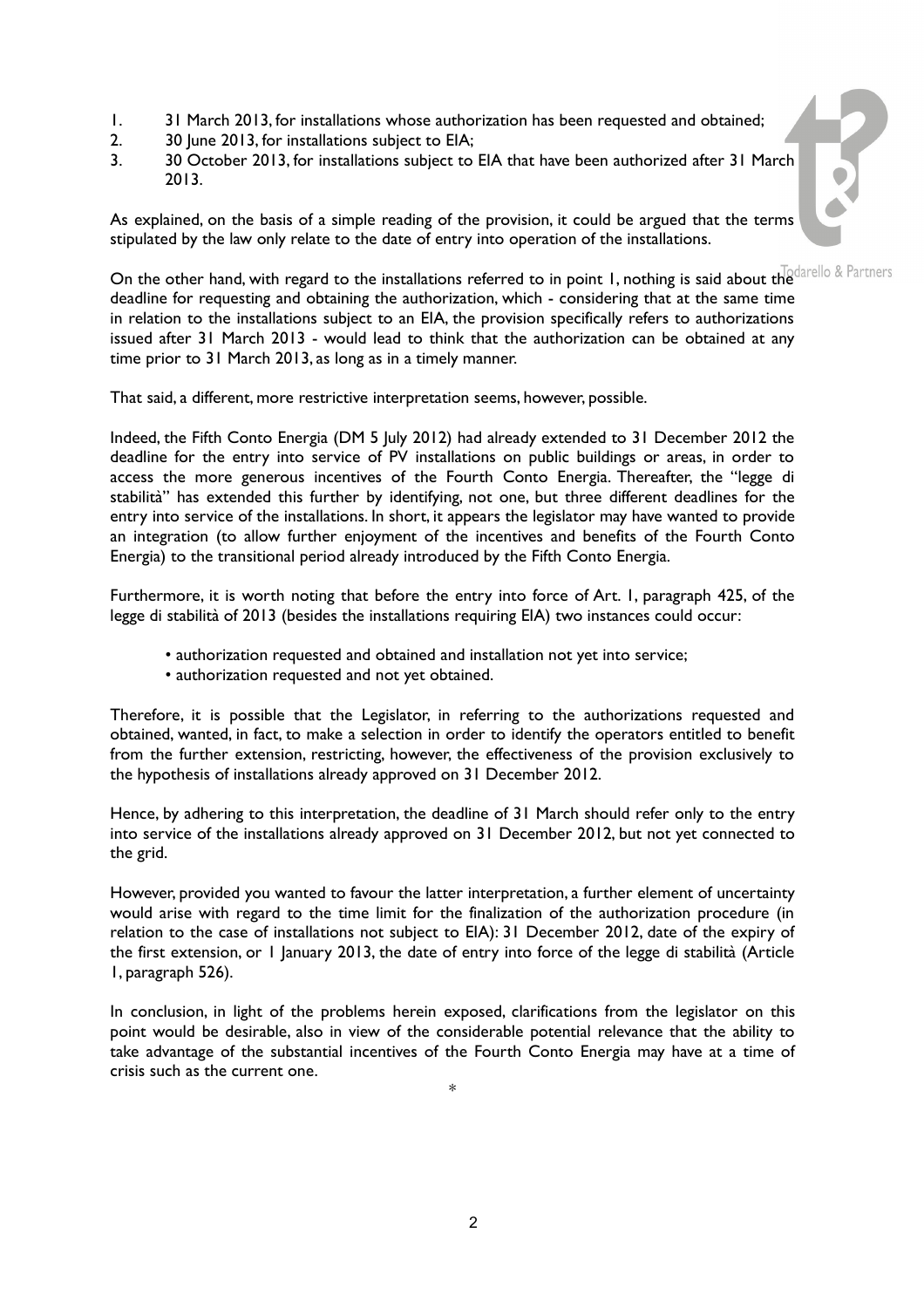1. 31 March 2013, for installations whose authorization has been requested and obtained;
2. 30 June 2013, for installations subject to EIA;
3. 30 October 2013, for installations subject to EIA that have been authorized after 31 March 2013.

As explained, on the basis of a simple reading of the provision, it could be argued that the terms stipulated by the law only relate to the date of entry into operation of the installations.

On the other hand, with regard to the installations referred to in point 1, nothing is said about the deadline for requesting and obtaining the authorization, which - considering that at the same time in relation to the installations subject to an EIA, the provision specifically refers to authorizations issued after 31 March 2013 - would lead to think that the authorization can be obtained at any time prior to 31 March 2013, as long as in a timely manner.

That said, a different, more restrictive interpretation seems, however, possible.

Indeed, the Fifth Conto Energia (DM 5 July 2012) had already extended to 31 December 2012 the deadline for the entry into service of PV installations on public buildings or areas, in order to access the more generous incentives of the Fourth Conto Energia. Thereafter, the "legge di stabilità" has extended this further by identifying, not one, but three different deadlines for the entry into service of the installations. In short, it appears the legislator may have wanted to provide an integration (to allow further enjoyment of the incentives and benefits of the Fourth Conto Energia) to the transitional period already introduced by the Fifth Conto Energia.

Furthermore, it is worth noting that before the entry into force of Art. 1, paragraph 425, of the legge di stabilità of 2013 (besides the installations requiring EIA) two instances could occur:

- authorization requested and obtained and installation not yet into service;
- authorization requested and not yet obtained.

Therefore, it is possible that the Legislator, in referring to the authorizations requested and obtained, wanted, in fact, to make a selection in order to identify the operators entitled to benefit from the further extension, restricting, however, the effectiveness of the provision exclusively to the hypothesis of installations already approved on 31 December 2012.

Hence, by adhering to this interpretation, the deadline of 31 March should refer only to the entry into service of the installations already approved on 31 December 2012, but not yet connected to the grid.

However, provided you wanted to favour the latter interpretation, a further element of uncertainty would arise with regard to the time limit for the finalization of the authorization procedure (in relation to the case of installations not subject to EIA): 31 December 2012, date of the expiry of the first extension, or 1 January 2013, the date of entry into force of the legge di stabilità (Article 1, paragraph 526).

In conclusion, in light of the problems herein exposed, clarifications from the legislator on this point would be desirable, also in view of the considerable potential relevance that the ability to take advantage of the substantial incentives of the Fourth Conto Energia may have at a time of crisis such as the current one.

*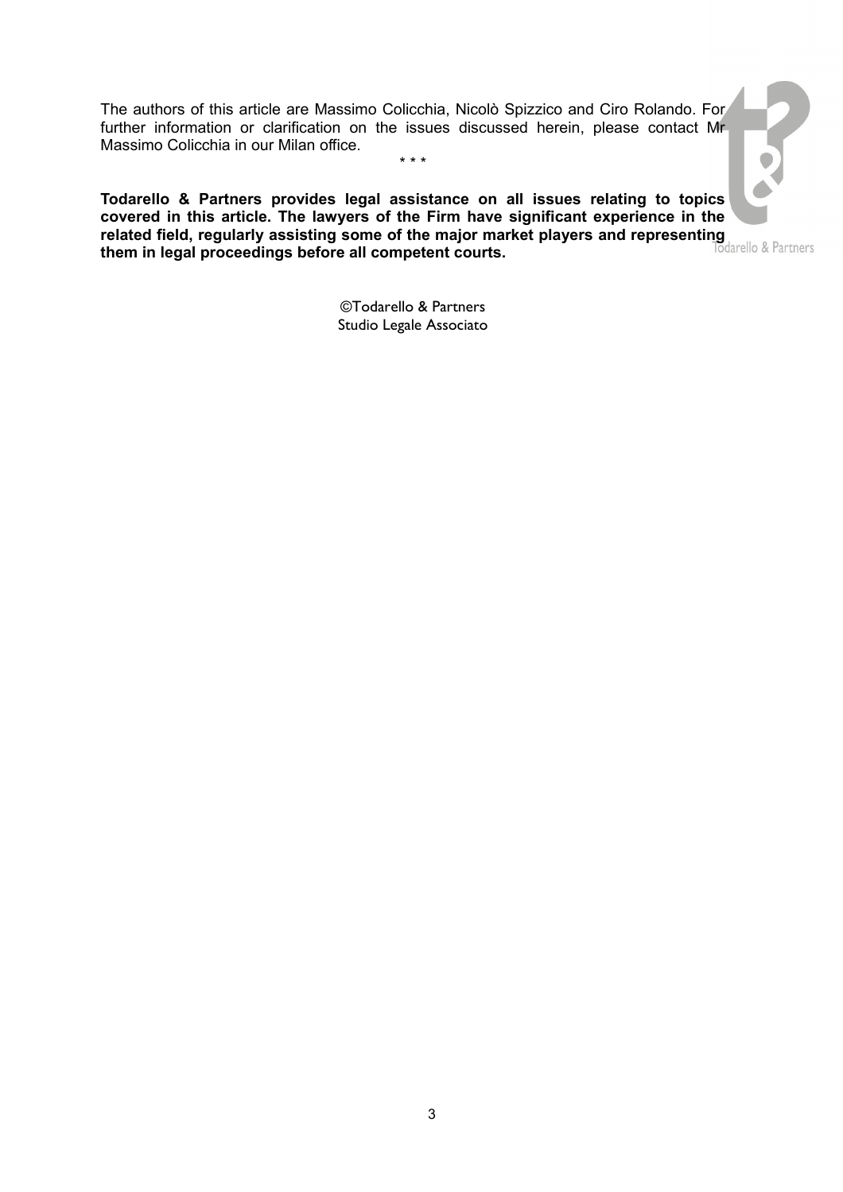The authors of this article are Massimo Colicchia, Nicolò Spizzico and Ciro Rolando. For further information or clarification on the issues discussed herein, please contact Mr Massimo Colicchia in our Milan office.

\* \* \*

**Todarello & Partners provides legal assistance on all issues relating to topics covered in this article. The lawyers of the Firm have significant experience in the related field, regularly assisting some of the major market players and representing them in legal proceedings before all competent courts.**

©Todarello & Partners
Studio Legale Associato